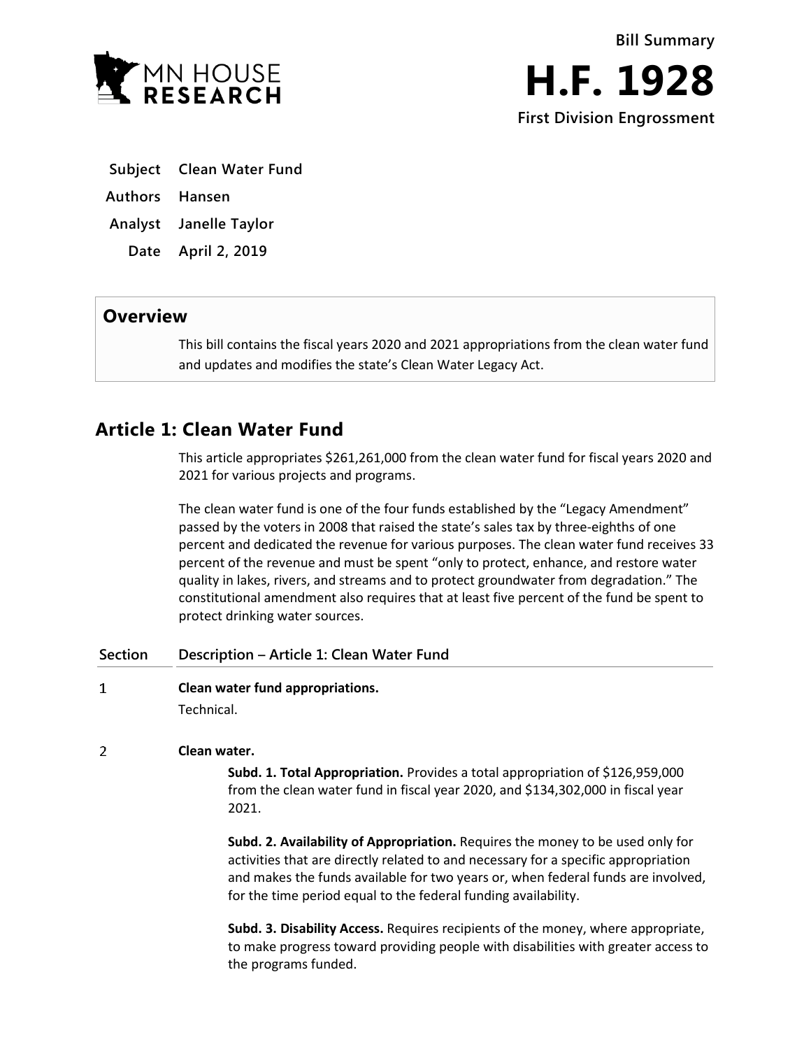**Bill Summary**

# H.F. 1928

**First Division Engrossment**

| | |
|---|---|
| **Subject** | **Clean Water Fund** |
| **Authors** | **Hansen** |
| **Analyst** | **Janelle Taylor** |
| **Date** | **April 2, 2019** |

## Overview

This bill contains the fiscal years 2020 and 2021 appropriations from the clean water fund and updates and modifies the state's Clean Water Legacy Act.

## Article 1: Clean Water Fund

This article appropriates $261,261,000 from the clean water fund for fiscal years 2020 and 2021 for various projects and programs.

The clean water fund is one of the four funds established by the "Legacy Amendment" passed by the voters in 2008 that raised the state's sales tax by three-eighths of one percent and dedicated the revenue for various purposes. The clean water fund receives 33 percent of the revenue and must be spent "only to protect, enhance, and restore water quality in lakes, rivers, and streams and to protect groundwater from degradation." The constitutional amendment also requires that at least five percent of the fund be spent to protect drinking water sources.

| Section | Description – Article 1: Clean Water Fund |
|---|---|

**1 Clean water fund appropriations.**

Technical.

**2 Clean water.**

**Subd. 1. Total Appropriation.** Provides a total appropriation of $126,959,000 from the clean water fund in fiscal year 2020, and $134,302,000 in fiscal year 2021.

**Subd. 2. Availability of Appropriation.** Requires the money to be used only for activities that are directly related to and necessary for a specific appropriation and makes the funds available for two years or, when federal funds are involved, for the time period equal to the federal funding availability.

**Subd. 3. Disability Access.** Requires recipients of the money, where appropriate, to make progress toward providing people with disabilities with greater access to the programs funded.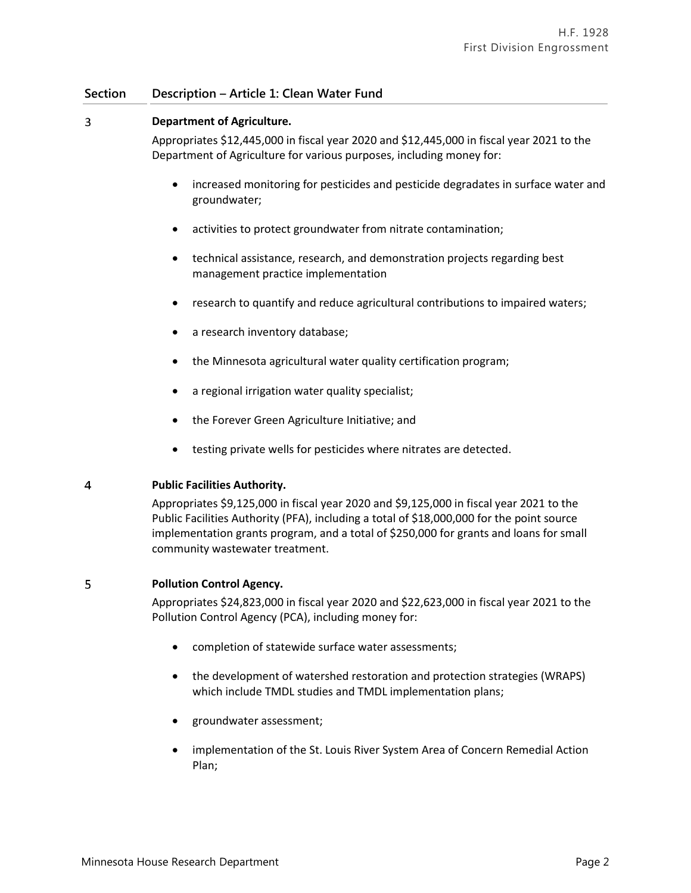| Section | Description – Article 1: Clean Water Fund |
|---|---|

**3 Department of Agriculture.**

Appropriates $12,445,000 in fiscal year 2020 and $12,445,000 in fiscal year 2021 to the Department of Agriculture for various purposes, including money for:

- increased monitoring for pesticides and pesticide degradates in surface water and groundwater;
- activities to protect groundwater from nitrate contamination;
- technical assistance, research, and demonstration projects regarding best management practice implementation
- research to quantify and reduce agricultural contributions to impaired waters;
- a research inventory database;
- the Minnesota agricultural water quality certification program;
- a regional irrigation water quality specialist;
- the Forever Green Agriculture Initiative; and
- testing private wells for pesticides where nitrates are detected.

**4 Public Facilities Authority.**

Appropriates $9,125,000 in fiscal year 2020 and $9,125,000 in fiscal year 2021 to the Public Facilities Authority (PFA), including a total of $18,000,000 for the point source implementation grants program, and a total of $250,000 for grants and loans for small community wastewater treatment.

**5 Pollution Control Agency.**

Appropriates $24,823,000 in fiscal year 2020 and $22,623,000 in fiscal year 2021 to the Pollution Control Agency (PCA), including money for:

- completion of statewide surface water assessments;
- the development of watershed restoration and protection strategies (WRAPS) which include TMDL studies and TMDL implementation plans;
- groundwater assessment;
- implementation of the St. Louis River System Area of Concern Remedial Action Plan;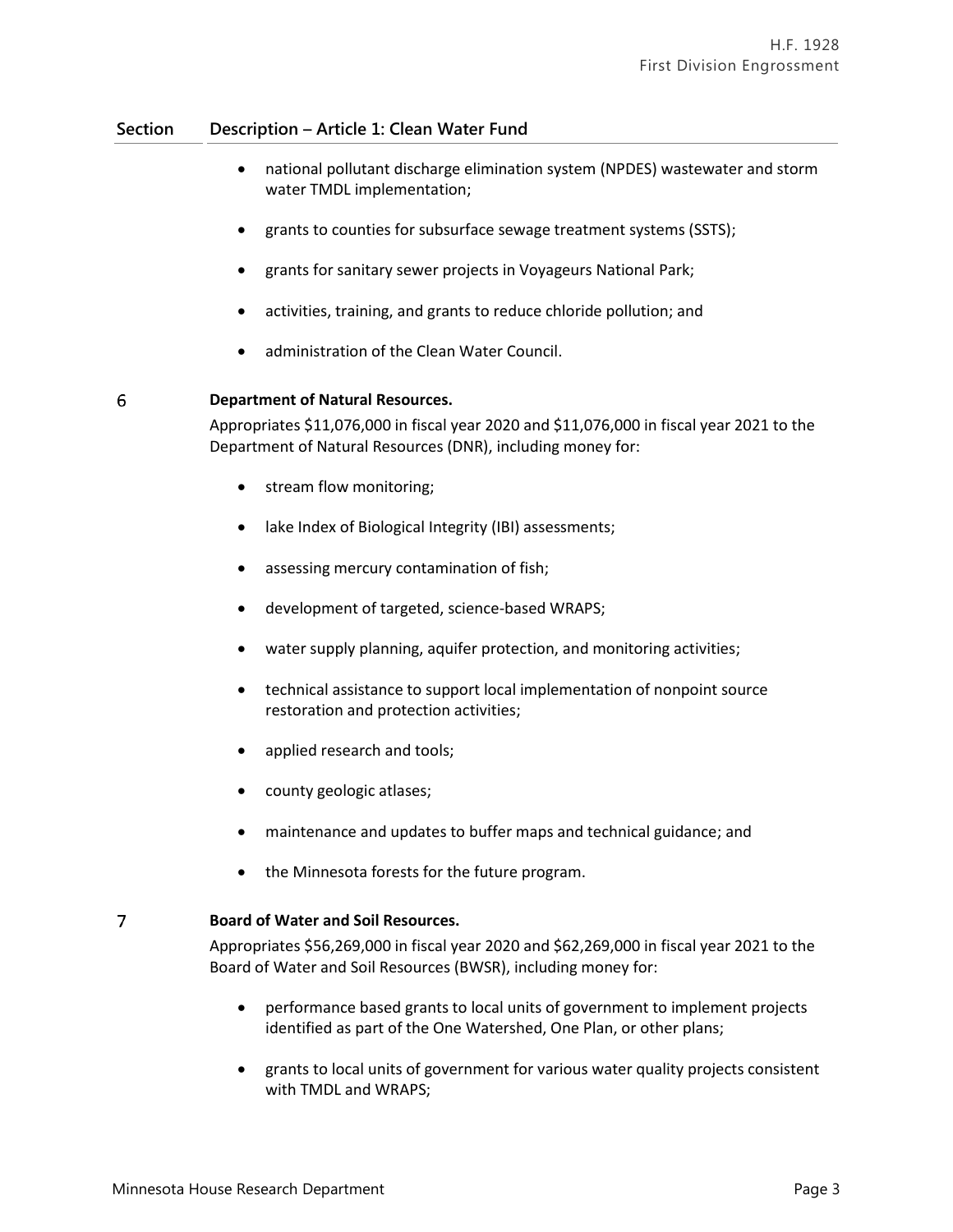| Section | Description – Article 1: Clean Water Fund |
|---|---|

- national pollutant discharge elimination system (NPDES) wastewater and storm water TMDL implementation;
- grants to counties for subsurface sewage treatment systems (SSTS);
- grants for sanitary sewer projects in Voyageurs National Park;
- activities, training, and grants to reduce chloride pollution; and
- administration of the Clean Water Council.

**6 Department of Natural Resources.**

Appropriates $11,076,000 in fiscal year 2020 and $11,076,000 in fiscal year 2021 to the Department of Natural Resources (DNR), including money for:

- stream flow monitoring;
- lake Index of Biological Integrity (IBI) assessments;
- assessing mercury contamination of fish;
- development of targeted, science-based WRAPS;
- water supply planning, aquifer protection, and monitoring activities;
- technical assistance to support local implementation of nonpoint source restoration and protection activities;
- applied research and tools;
- county geologic atlases;
- maintenance and updates to buffer maps and technical guidance; and
- the Minnesota forests for the future program.

**7 Board of Water and Soil Resources.**

Appropriates $56,269,000 in fiscal year 2020 and $62,269,000 in fiscal year 2021 to the Board of Water and Soil Resources (BWSR), including money for:

- performance based grants to local units of government to implement projects identified as part of the One Watershed, One Plan, or other plans;
- grants to local units of government for various water quality projects consistent with TMDL and WRAPS;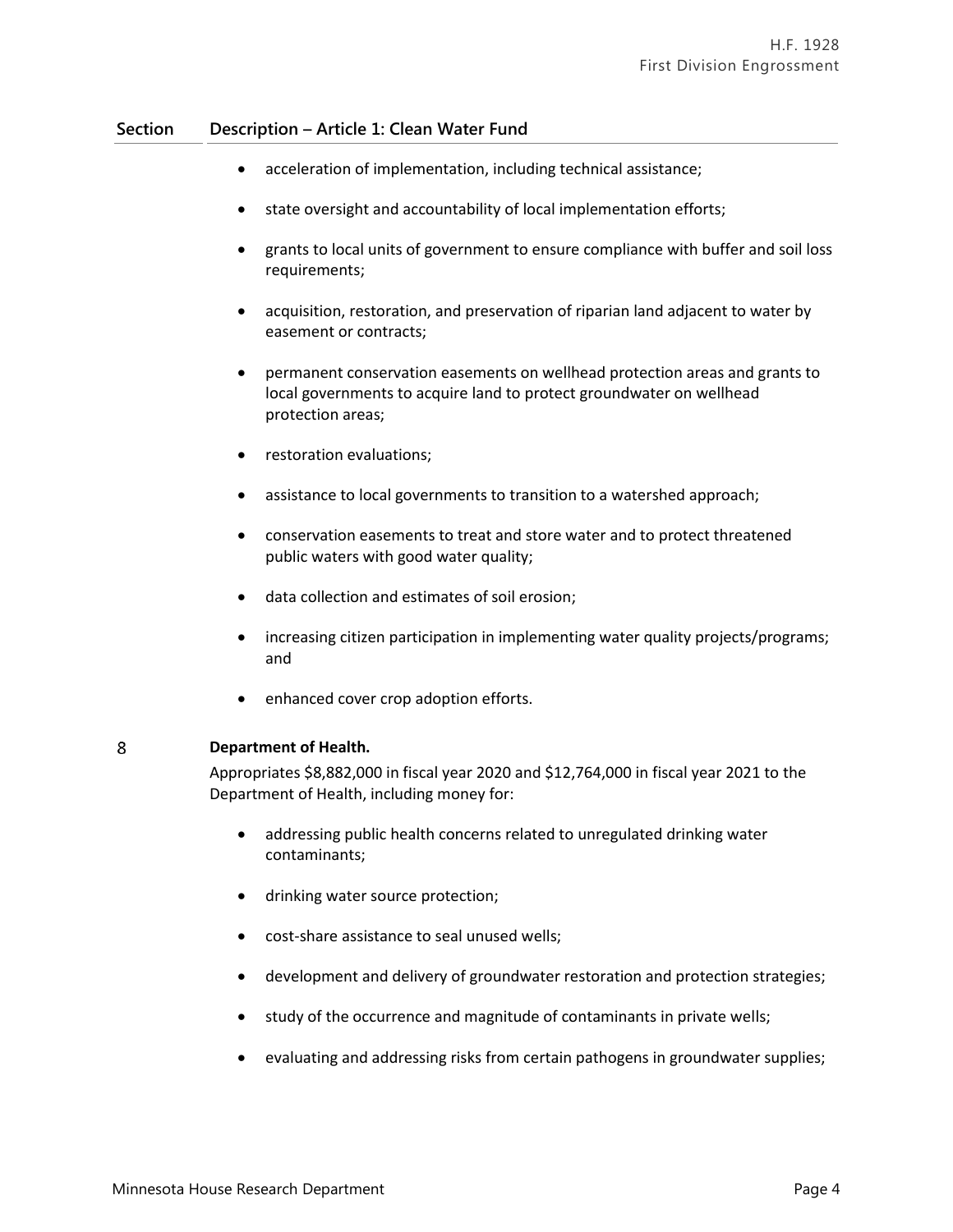| Section | Description – Article 1: Clean Water Fund |
|---|---|
| | • acceleration of implementation, including technical assistance;<br>• state oversight and accountability of local implementation efforts;<br>• grants to local units of government to ensure compliance with buffer and soil loss requirements;<br>• acquisition, restoration, and preservation of riparian land adjacent to water by easement or contracts;<br>• permanent conservation easements on wellhead protection areas and grants to local governments to acquire land to protect groundwater on wellhead protection areas;<br>• restoration evaluations;<br>• assistance to local governments to transition to a watershed approach;<br>• conservation easements to treat and store water and to protect threatened public waters with good water quality;<br>• data collection and estimates of soil erosion;<br>• increasing citizen participation in implementing water quality projects/programs; and<br>• enhanced cover crop adoption efforts. |
| 8 | **Department of Health.**<br>Appropriates $8,882,000 in fiscal year 2020 and $12,764,000 in fiscal year 2021 to the Department of Health, including money for:<br>• addressing public health concerns related to unregulated drinking water contaminants;<br>• drinking water source protection;<br>• cost-share assistance to seal unused wells;<br>• development and delivery of groundwater restoration and protection strategies;<br>• study of the occurrence and magnitude of contaminants in private wells;<br>• evaluating and addressing risks from certain pathogens in groundwater supplies; |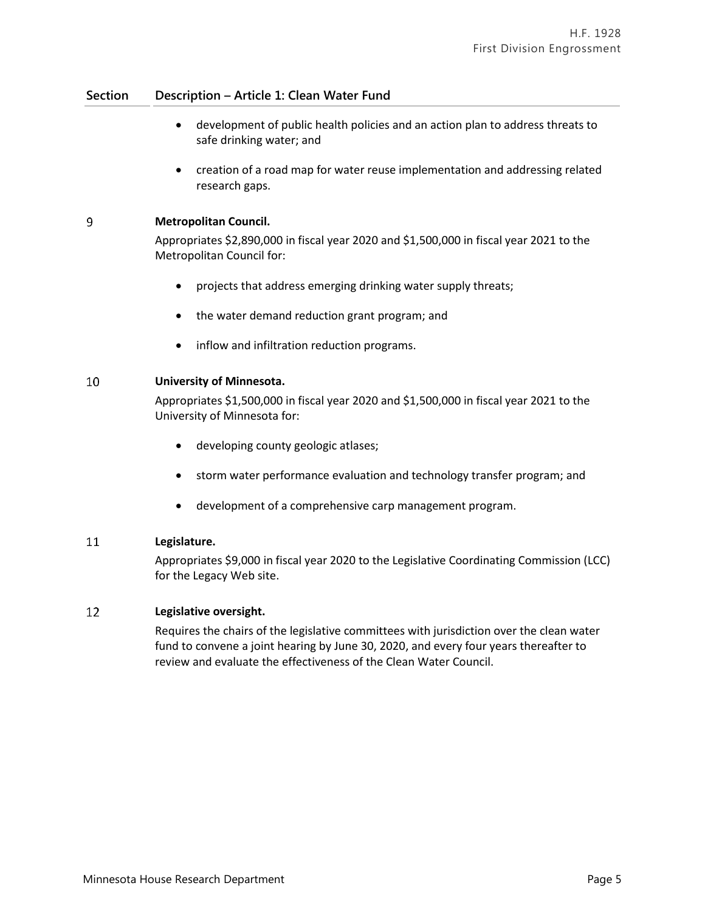| Section | Description – Article 1: Clean Water Fund |
|---|---|
| | • development of public health policies and an action plan to address threats to safe drinking water; and<br>• creation of a road map for water reuse implementation and addressing related research gaps. |
| 9 | **Metropolitan Council.**<br>Appropriates $2,890,000 in fiscal year 2020 and $1,500,000 in fiscal year 2021 to the Metropolitan Council for:<br>• projects that address emerging drinking water supply threats;<br>• the water demand reduction grant program; and<br>• inflow and infiltration reduction programs. |
| 10 | **University of Minnesota.**<br>Appropriates $1,500,000 in fiscal year 2020 and $1,500,000 in fiscal year 2021 to the University of Minnesota for:<br>• developing county geologic atlases;<br>• storm water performance evaluation and technology transfer program; and<br>• development of a comprehensive carp management program. |
| 11 | **Legislature.**<br>Appropriates $9,000 in fiscal year 2020 to the Legislative Coordinating Commission (LCC) for the Legacy Web site. |
| 12 | **Legislative oversight.**<br>Requires the chairs of the legislative committees with jurisdiction over the clean water fund to convene a joint hearing by June 30, 2020, and every four years thereafter to review and evaluate the effectiveness of the Clean Water Council. |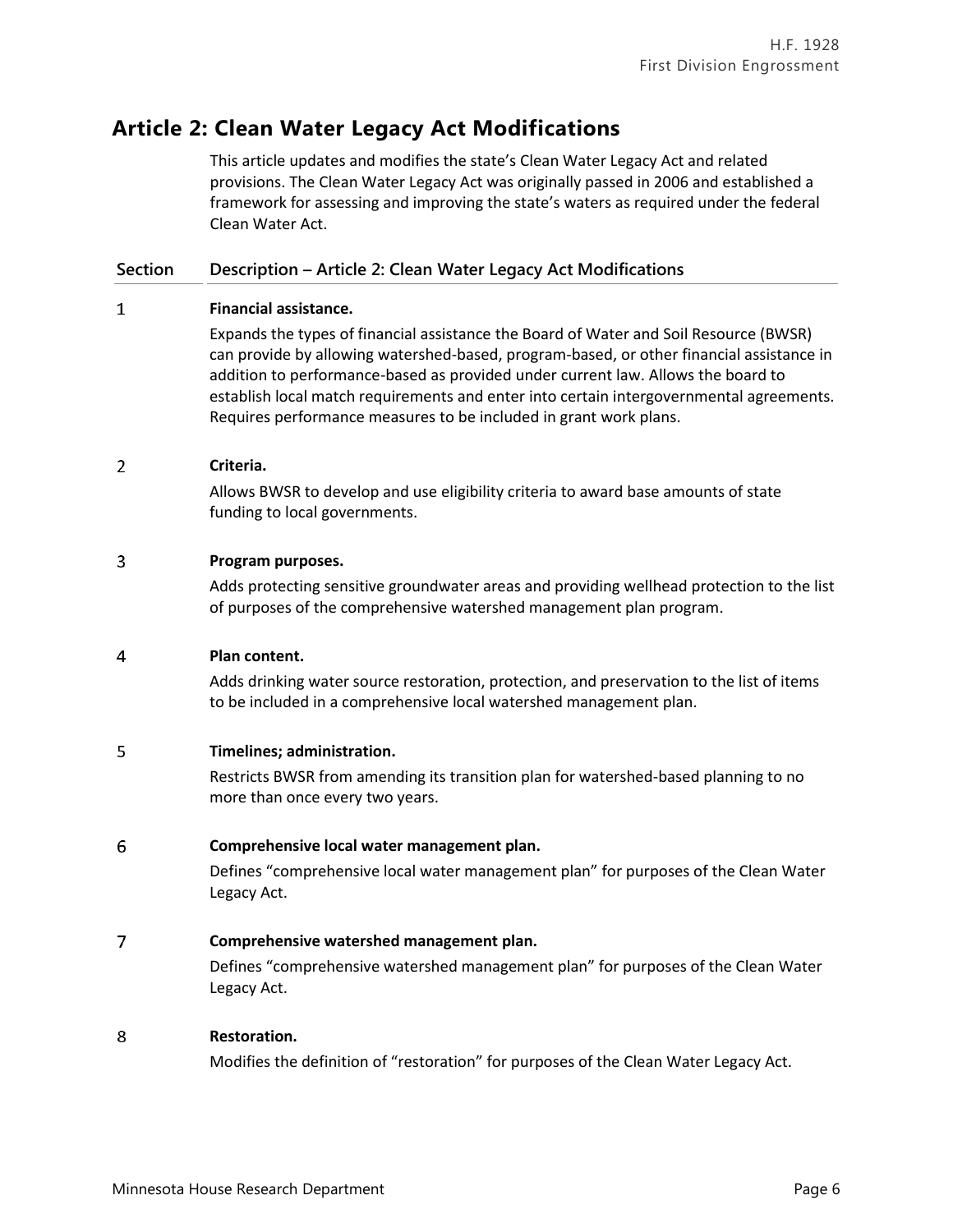## Article 2: Clean Water Legacy Act Modifications

This article updates and modifies the state's Clean Water Legacy Act and related provisions. The Clean Water Legacy Act was originally passed in 2006 and established a framework for assessing and improving the state's waters as required under the federal Clean Water Act.

| Section | Description – Article 2: Clean Water Legacy Act Modifications |
|---|---|
| 1 | **Financial assistance.** Expands the types of financial assistance the Board of Water and Soil Resource (BWSR) can provide by allowing watershed-based, program-based, or other financial assistance in addition to performance-based as provided under current law. Allows the board to establish local match requirements and enter into certain intergovernmental agreements. Requires performance measures to be included in grant work plans. |
| 2 | **Criteria.** Allows BWSR to develop and use eligibility criteria to award base amounts of state funding to local governments. |
| 3 | **Program purposes.** Adds protecting sensitive groundwater areas and providing wellhead protection to the list of purposes of the comprehensive watershed management plan program. |
| 4 | **Plan content.** Adds drinking water source restoration, protection, and preservation to the list of items to be included in a comprehensive local watershed management plan. |
| 5 | **Timelines; administration.** Restricts BWSR from amending its transition plan for watershed-based planning to no more than once every two years. |
| 6 | **Comprehensive local water management plan.** Defines "comprehensive local water management plan" for purposes of the Clean Water Legacy Act. |
| 7 | **Comprehensive watershed management plan.** Defines "comprehensive watershed management plan" for purposes of the Clean Water Legacy Act. |
| 8 | **Restoration.** Modifies the definition of "restoration" for purposes of the Clean Water Legacy Act. |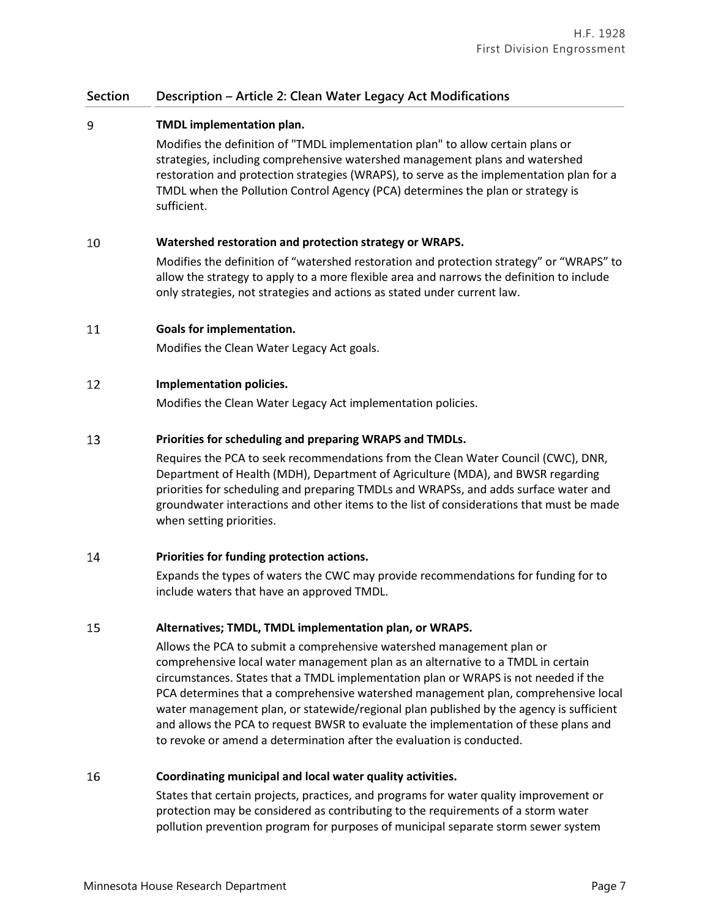| Section | Description – Article 2: Clean Water Legacy Act Modifications |
|---|---|
| 9 | **TMDL implementation plan.**<br><br>Modifies the definition of "TMDL implementation plan" to allow certain plans or strategies, including comprehensive watershed management plans and watershed restoration and protection strategies (WRAPS), to serve as the implementation plan for a TMDL when the Pollution Control Agency (PCA) determines the plan or strategy is sufficient. |
| 10 | **Watershed restoration and protection strategy or WRAPS.**<br><br>Modifies the definition of "watershed restoration and protection strategy" or "WRAPS" to allow the strategy to apply to a more flexible area and narrows the definition to include only strategies, not strategies and actions as stated under current law. |
| 11 | **Goals for implementation.**<br><br>Modifies the Clean Water Legacy Act goals. |
| 12 | **Implementation policies.**<br><br>Modifies the Clean Water Legacy Act implementation policies. |
| 13 | **Priorities for scheduling and preparing WRAPS and TMDLs.**<br><br>Requires the PCA to seek recommendations from the Clean Water Council (CWC), DNR, Department of Health (MDH), Department of Agriculture (MDA), and BWSR regarding priorities for scheduling and preparing TMDLs and WRAPSs, and adds surface water and groundwater interactions and other items to the list of considerations that must be made when setting priorities. |
| 14 | **Priorities for funding protection actions.**<br><br>Expands the types of waters the CWC may provide recommendations for funding for to include waters that have an approved TMDL. |
| 15 | **Alternatives; TMDL, TMDL implementation plan, or WRAPS.**<br><br>Allows the PCA to submit a comprehensive watershed management plan or comprehensive local water management plan as an alternative to a TMDL in certain circumstances. States that a TMDL implementation plan or WRAPS is not needed if the PCA determines that a comprehensive watershed management plan, comprehensive local water management plan, or statewide/regional plan published by the agency is sufficient and allows the PCA to request BWSR to evaluate the implementation of these plans and to revoke or amend a determination after the evaluation is conducted. |
| 16 | **Coordinating municipal and local water quality activities.**<br><br>States that certain projects, practices, and programs for water quality improvement or protection may be considered as contributing to the requirements of a storm water pollution prevention program for purposes of municipal separate storm sewer system |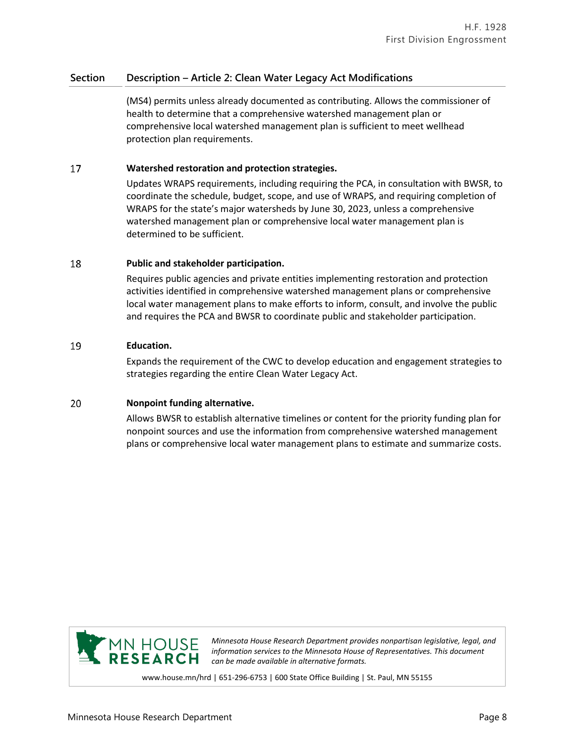| Section | Description – Article 2: Clean Water Legacy Act Modifications |
|---|---|
| | (MS4) permits unless already documented as contributing. Allows the commissioner of health to determine that a comprehensive watershed management plan or comprehensive local watershed management plan is sufficient to meet wellhead protection plan requirements. |
| 17 | **Watershed restoration and protection strategies.** Updates WRAPS requirements, including requiring the PCA, in consultation with BWSR, to coordinate the schedule, budget, scope, and use of WRAPS, and requiring completion of WRAPS for the state's major watersheds by June 30, 2023, unless a comprehensive watershed management plan or comprehensive local water management plan is determined to be sufficient. |
| 18 | **Public and stakeholder participation.** Requires public agencies and private entities implementing restoration and protection activities identified in comprehensive watershed management plans or comprehensive local water management plans to make efforts to inform, consult, and involve the public and requires the PCA and BWSR to coordinate public and stakeholder participation. |
| 19 | **Education.** Expands the requirement of the CWC to develop education and engagement strategies to strategies regarding the entire Clean Water Legacy Act. |
| 20 | **Nonpoint funding alternative.** Allows BWSR to establish alternative timelines or content for the priority funding plan for nonpoint sources and use the information from comprehensive watershed management plans or comprehensive local water management plans to estimate and summarize costs. |

MN HOUSE RESEARCH

*Minnesota House Research Department provides nonpartisan legislative, legal, and information services to the Minnesota House of Representatives. This document can be made available in alternative formats.*

www.house.mn/hrd | 651-296-6753 | 600 State Office Building | St. Paul, MN 55155